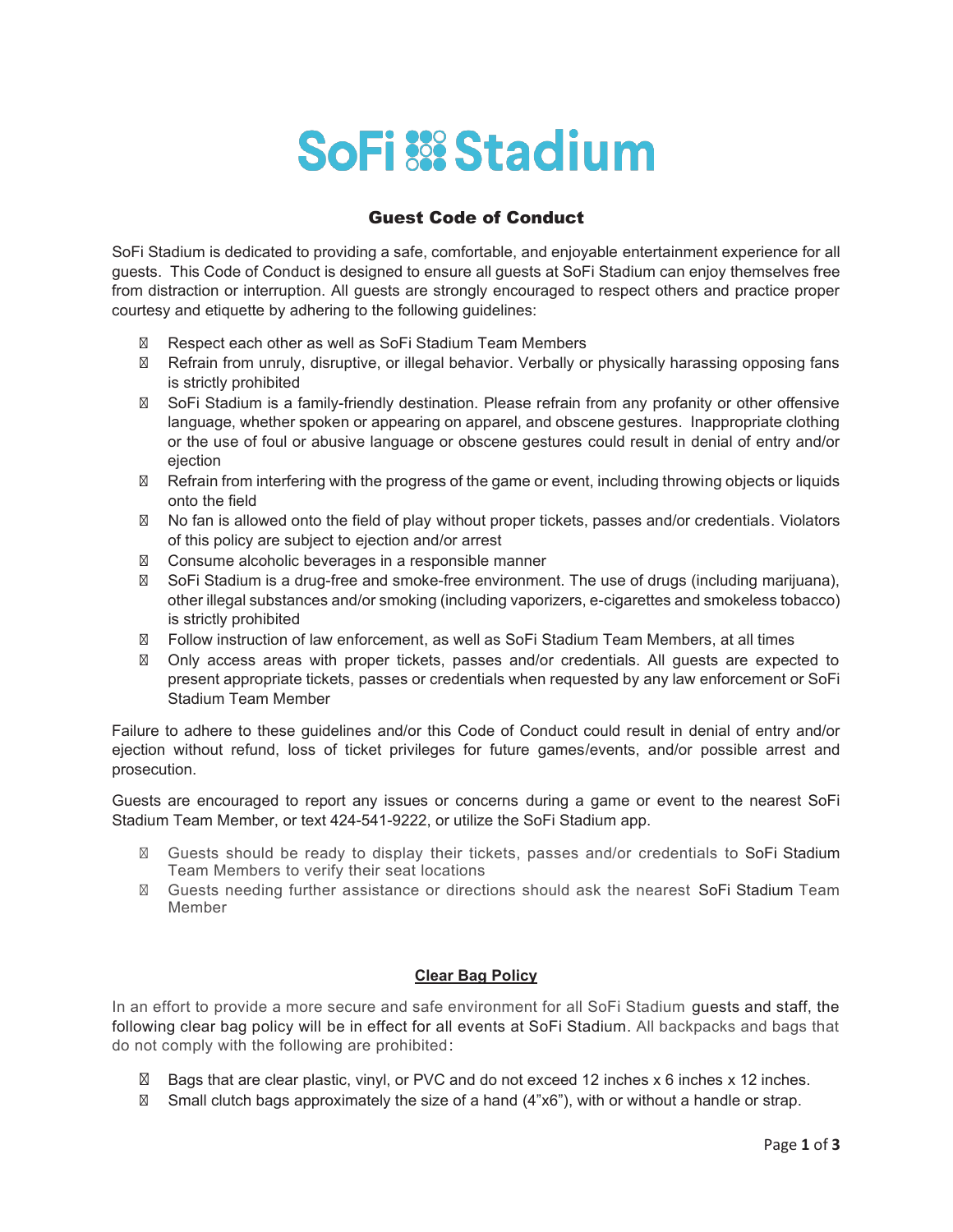# SoFi Stadium

## Guest Code of Conduct

SoFi Stadium is dedicated to providing a safe, comfortable, and enjoyable entertainment experience for all guests. This Code of Conduct is designed to ensure all guests at SoFi Stadium can enjoy themselves free from distraction or interruption. All guests are strongly encouraged to respect others and practice proper courtesy and etiquette by adhering to the following guidelines:

- Respect each other as well as SoFi Stadium Team Members
- Refrain from unruly, disruptive, or illegal behavior. Verbally or physically harassing opposing fans is strictly prohibited
- SoFi Stadium is a family-friendly destination. Please refrain from any profanity or other offensive language, whether spoken or appearing on apparel, and obscene gestures. Inappropriate clothing or the use of foul or abusive language or obscene gestures could result in denial of entry and/or ejection
- Refrain from interfering with the progress of the game or event, including throwing objects or liquids onto the field
- No fan is allowed onto the field of play without proper tickets, passes and/or credentials. Violators of this policy are subject to ejection and/or arrest
- Consume alcoholic beverages in a responsible manner
- SoFi Stadium is a drug-free and smoke-free environment. The use of drugs (including marijuana), other illegal substances and/or smoking (including vaporizers, e-cigarettes and smokeless tobacco) is strictly prohibited
- Follow instruction of law enforcement, as well as SoFi Stadium Team Members, at all times
- Only access areas with proper tickets, passes and/or credentials. All guests are expected to present appropriate tickets, passes or credentials when requested by any law enforcement or SoFi Stadium Team Member

Failure to adhere to these guidelines and/or this Code of Conduct could result in denial of entry and/or ejection without refund, loss of ticket privileges for future games/events, and/or possible arrest and prosecution.

Guests are encouraged to report any issues or concerns during a game or event to the nearest SoFi Stadium Team Member, or text 424-541-9222, or utilize the SoFi Stadium app.

- Guests should be ready to display their tickets, passes and/or credentials to SoFi Stadium Team Members to verify their seat locations
- Guests needing further assistance or directions should ask the nearest SoFi Stadium Team Member

## Clear Bag Policy

In an effort to provide a more secure and safe environment for all SoFi Stadium guests and staff, the following clear bag policy will be in effect for all events at SoFi Stadium. All backpacks and bags that do not comply with the following are prohibited:

- Bags that are clear plastic, vinyl, or PVC and do not exceed 12 inches x 6 inches x 12 inches.
- Small clutch bags approximately the size of a hand (4"x6"), with or without a handle or strap.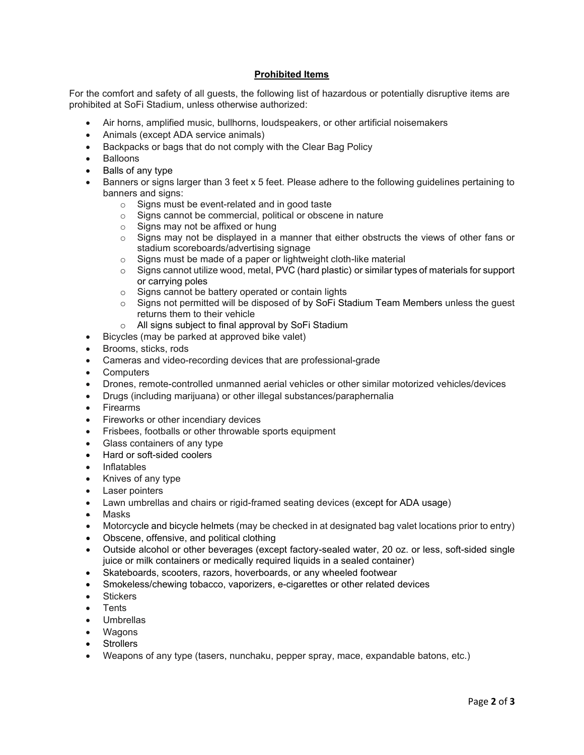## Prohibited Items

For the comfort and safety of all guests, the following list of hazardous or potentially disruptive items are prohibited at SoFi Stadium, unless otherwise authorized:

- Air horns, amplified music, bullhorns, loudspeakers, or other artificial noisemakers
- Animals (except ADA service animals)
- Backpacks or bags that do not comply with the Clear Bag Policy
- Balloons
- Balls of any type
- Banners or signs larger than 3 feet x 5 feet. Please adhere to the following guidelines pertaining to banners and signs:
  - Signs must be event-related and in good taste
  - Signs cannot be commercial, political or obscene in nature
  - Signs may not be affixed or hung
  - Signs may not be displayed in a manner that either obstructs the views of other fans or stadium scoreboards/advertising signage
  - Signs must be made of a paper or lightweight cloth-like material
  - Signs cannot utilize wood, metal, PVC (hard plastic) or similar types of materials for support or carrying poles
  - Signs cannot be battery operated or contain lights
  - Signs not permitted will be disposed of by SoFi Stadium Team Members unless the guest returns them to their vehicle
  - All signs subject to final approval by SoFi Stadium
- Bicycles (may be parked at approved bike valet)
- Brooms, sticks, rods
- Cameras and video-recording devices that are professional-grade
- Computers
- Drones, remote-controlled unmanned aerial vehicles or other similar motorized vehicles/devices
- Drugs (including marijuana) or other illegal substances/paraphernalia
- Firearms
- Fireworks or other incendiary devices
- Frisbees, footballs or other throwable sports equipment
- Glass containers of any type
- Hard or soft-sided coolers
- Inflatables
- Knives of any type
- Laser pointers
- Lawn umbrellas and chairs or rigid-framed seating devices (except for ADA usage)
- Masks
- Motorcycle and bicycle helmets (may be checked in at designated bag valet locations prior to entry)
- Obscene, offensive, and political clothing
- Outside alcohol or other beverages (except factory-sealed water, 20 oz. or less, soft-sided single juice or milk containers or medically required liquids in a sealed container)
- Skateboards, scooters, razors, hoverboards, or any wheeled footwear
- Smokeless/chewing tobacco, vaporizers, e-cigarettes or other related devices
- Stickers
- Tents
- Umbrellas
- Wagons
- Strollers
- Weapons of any type (tasers, nunchaku, pepper spray, mace, expandable batons, etc.)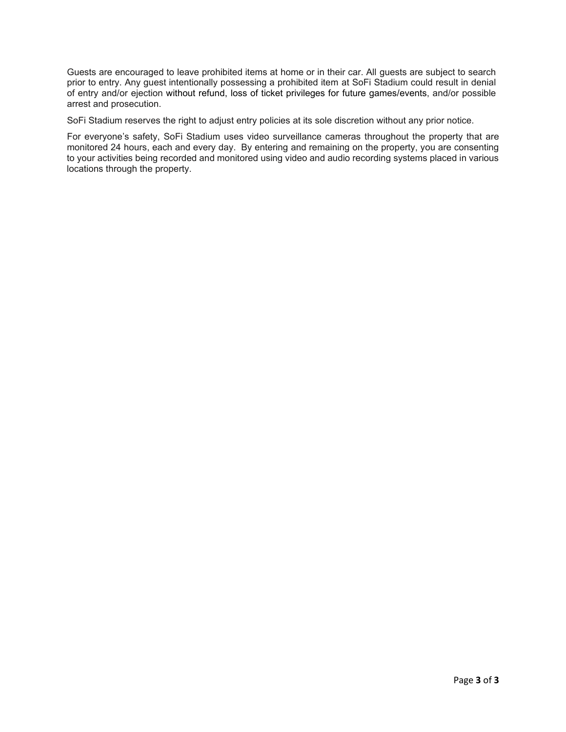Guests are encouraged to leave prohibited items at home or in their car. All guests are subject to search prior to entry. Any guest intentionally possessing a prohibited item at SoFi Stadium could result in denial of entry and/or ejection without refund, loss of ticket privileges for future games/events, and/or possible arrest and prosecution.

SoFi Stadium reserves the right to adjust entry policies at its sole discretion without any prior notice.

For everyone's safety, SoFi Stadium uses video surveillance cameras throughout the property that are monitored 24 hours, each and every day. By entering and remaining on the property, you are consenting to your activities being recorded and monitored using video and audio recording systems placed in various locations through the property.